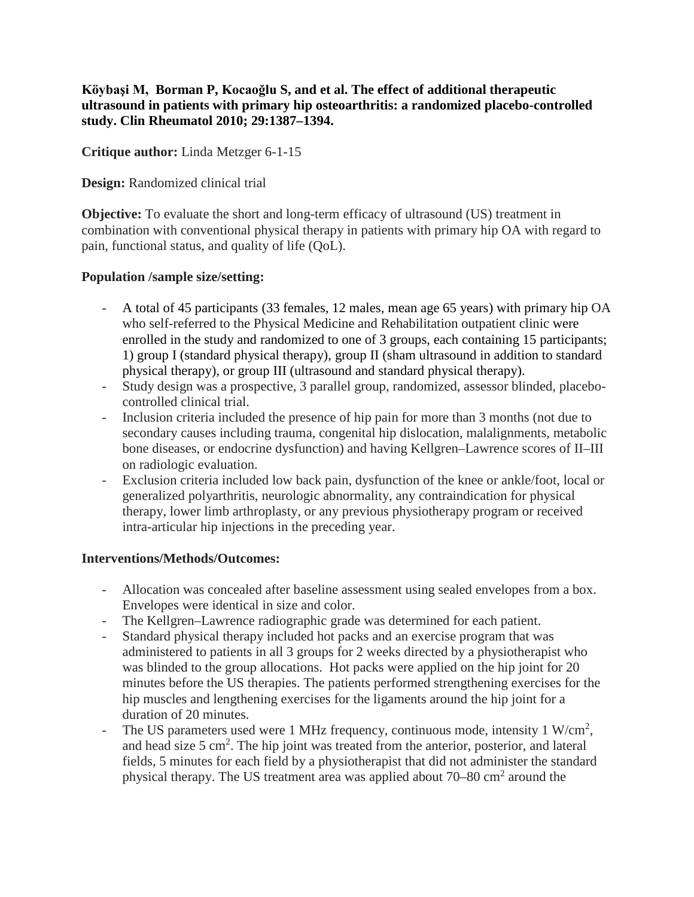**Köybaşi M, Borman P, Kocaoğlu S, and et al. The effect of additional therapeutic ultrasound in patients with primary hip osteoarthritis: a randomized placebo-controlled study. Clin Rheumatol 2010; 29:1387–1394.**

**Critique author:** Linda Metzger 6-1-15

**Design:** Randomized clinical trial

**Objective:** To evaluate the short and long-term efficacy of ultrasound (US) treatment in combination with conventional physical therapy in patients with primary hip OA with regard to pain, functional status, and quality of life (QoL).

**Population /sample size/setting:**

- A total of 45 participants (33 females, 12 males, mean age 65 years) with primary hip OA who self-referred to the Physical Medicine and Rehabilitation outpatient clinic were enrolled in the study and randomized to one of 3 groups, each containing 15 participants; 1) group I (standard physical therapy), group II (sham ultrasound in addition to standard physical therapy), or group III (ultrasound and standard physical therapy).
- Study design was a prospective, 3 parallel group, randomized, assessor blinded, placebo-controlled clinical trial.
- Inclusion criteria included the presence of hip pain for more than 3 months (not due to secondary causes including trauma, congenital hip dislocation, malalignments, metabolic bone diseases, or endocrine dysfunction) and having Kellgren–Lawrence scores of II–III on radiologic evaluation.
- Exclusion criteria included low back pain, dysfunction of the knee or ankle/foot, local or generalized polyarthritis, neurologic abnormality, any contraindication for physical therapy, lower limb arthroplasty, or any previous physiotherapy program or received intra-articular hip injections in the preceding year.

**Interventions/Methods/Outcomes:**

- Allocation was concealed after baseline assessment using sealed envelopes from a box. Envelopes were identical in size and color.
- The Kellgren–Lawrence radiographic grade was determined for each patient.
- Standard physical therapy included hot packs and an exercise program that was administered to patients in all 3 groups for 2 weeks directed by a physiotherapist who was blinded to the group allocations. Hot packs were applied on the hip joint for 20 minutes before the US therapies. The patients performed strengthening exercises for the hip muscles and lengthening exercises for the ligaments around the hip joint for a duration of 20 minutes.
- The US parameters used were 1 MHz frequency, continuous mode, intensity 1 $W/cm^2$, and head size 5 $cm^2$. The hip joint was treated from the anterior, posterior, and lateral fields, 5 minutes for each field by a physiotherapist that did not administer the standard physical therapy. The US treatment area was applied about 70–80 $cm^2$ around the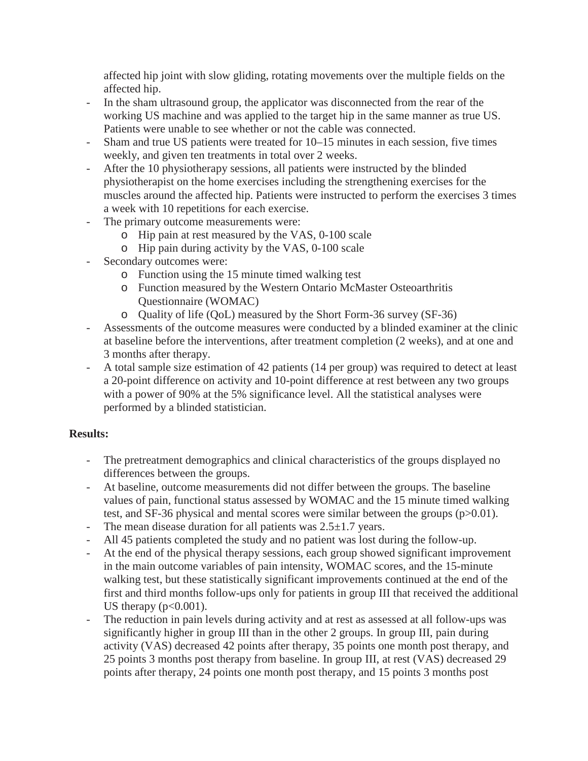affected hip joint with slow gliding, rotating movements over the multiple fields on the affected hip.

- In the sham ultrasound group, the applicator was disconnected from the rear of the working US machine and was applied to the target hip in the same manner as true US. Patients were unable to see whether or not the cable was connected.
- Sham and true US patients were treated for 10–15 minutes in each session, five times weekly, and given ten treatments in total over 2 weeks.
- After the 10 physiotherapy sessions, all patients were instructed by the blinded physiotherapist on the home exercises including the strengthening exercises for the muscles around the affected hip. Patients were instructed to perform the exercises 3 times a week with 10 repetitions for each exercise.
- The primary outcome measurements were:
  - Hip pain at rest measured by the VAS, 0-100 scale
  - Hip pain during activity by the VAS, 0-100 scale
- Secondary outcomes were:
  - Function using the 15 minute timed walking test
  - Function measured by the Western Ontario McMaster Osteoarthritis Questionnaire (WOMAC)
  - Quality of life (QoL) measured by the Short Form-36 survey (SF-36)
- Assessments of the outcome measures were conducted by a blinded examiner at the clinic at baseline before the interventions, after treatment completion (2 weeks), and at one and 3 months after therapy.
- A total sample size estimation of 42 patients (14 per group) was required to detect at least a 20-point difference on activity and 10-point difference at rest between any two groups with a power of 90% at the 5% significance level. All the statistical analyses were performed by a blinded statistician.

**Results:**

- The pretreatment demographics and clinical characteristics of the groups displayed no differences between the groups.
- At baseline, outcome measurements did not differ between the groups. The baseline values of pain, functional status assessed by WOMAC and the 15 minute timed walking test, and SF-36 physical and mental scores were similar between the groups ($p>0.01$).
- The mean disease duration for all patients was $2.5\pm1.7$ years.
- All 45 patients completed the study and no patient was lost during the follow-up.
- At the end of the physical therapy sessions, each group showed significant improvement in the main outcome variables of pain intensity, WOMAC scores, and the 15-minute walking test, but these statistically significant improvements continued at the end of the first and third months follow-ups only for patients in group III that received the additional US therapy ($p<0.001$).
- The reduction in pain levels during activity and at rest as assessed at all follow-ups was significantly higher in group III than in the other 2 groups. In group III, pain during activity (VAS) decreased 42 points after therapy, 35 points one month post therapy, and 25 points 3 months post therapy from baseline. In group III, at rest (VAS) decreased 29 points after therapy, 24 points one month post therapy, and 15 points 3 months post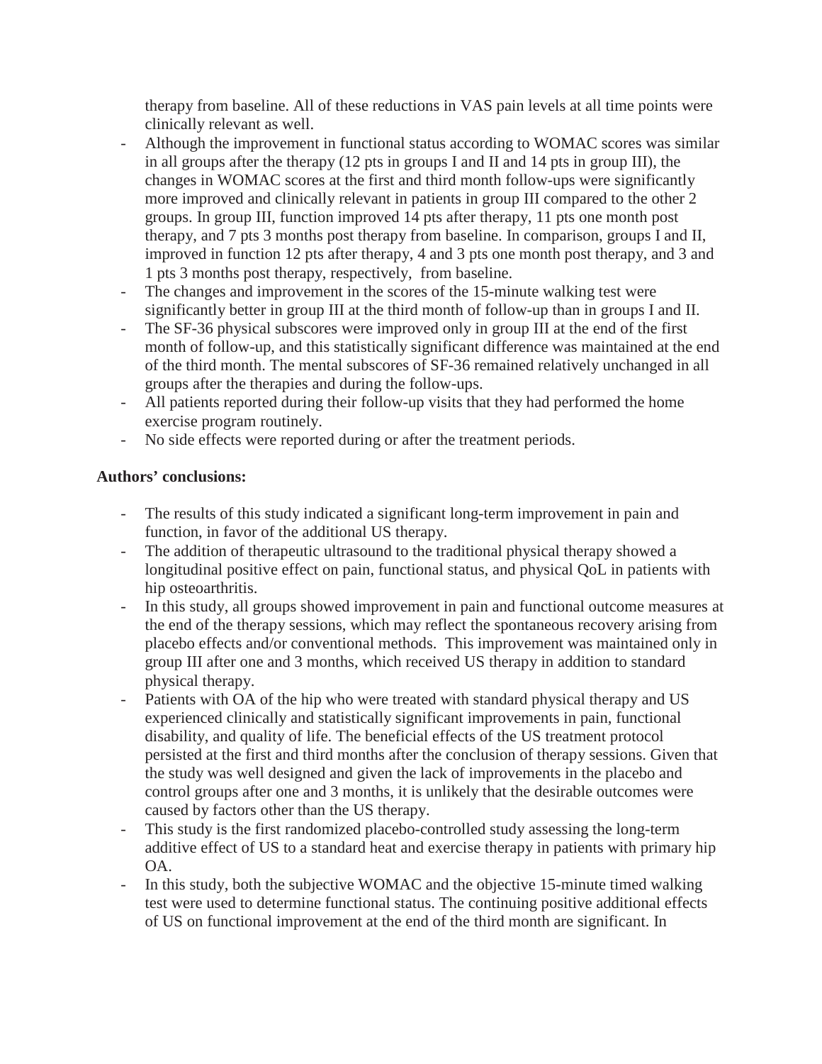therapy from baseline. All of these reductions in VAS pain levels at all time points were clinically relevant as well.

- Although the improvement in functional status according to WOMAC scores was similar in all groups after the therapy (12 pts in groups I and II and 14 pts in group III), the changes in WOMAC scores at the first and third month follow-ups were significantly more improved and clinically relevant in patients in group III compared to the other 2 groups. In group III, function improved 14 pts after therapy, 11 pts one month post therapy, and 7 pts 3 months post therapy from baseline. In comparison, groups I and II, improved in function 12 pts after therapy, 4 and 3 pts one month post therapy, and 3 and 1 pts 3 months post therapy, respectively, from baseline.
- The changes and improvement in the scores of the 15-minute walking test were significantly better in group III at the third month of follow-up than in groups I and II.
- The SF-36 physical subscores were improved only in group III at the end of the first month of follow-up, and this statistically significant difference was maintained at the end of the third month. The mental subscores of SF-36 remained relatively unchanged in all groups after the therapies and during the follow-ups.
- All patients reported during their follow-up visits that they had performed the home exercise program routinely.
- No side effects were reported during or after the treatment periods.

**Authors' conclusions:**

- The results of this study indicated a significant long-term improvement in pain and function, in favor of the additional US therapy.
- The addition of therapeutic ultrasound to the traditional physical therapy showed a longitudinal positive effect on pain, functional status, and physical QoL in patients with hip osteoarthritis.
- In this study, all groups showed improvement in pain and functional outcome measures at the end of the therapy sessions, which may reflect the spontaneous recovery arising from placebo effects and/or conventional methods. This improvement was maintained only in group III after one and 3 months, which received US therapy in addition to standard physical therapy.
- Patients with OA of the hip who were treated with standard physical therapy and US experienced clinically and statistically significant improvements in pain, functional disability, and quality of life. The beneficial effects of the US treatment protocol persisted at the first and third months after the conclusion of therapy sessions. Given that the study was well designed and given the lack of improvements in the placebo and control groups after one and 3 months, it is unlikely that the desirable outcomes were caused by factors other than the US therapy.
- This study is the first randomized placebo-controlled study assessing the long-term additive effect of US to a standard heat and exercise therapy in patients with primary hip OA.
- In this study, both the subjective WOMAC and the objective 15-minute timed walking test were used to determine functional status. The continuing positive additional effects of US on functional improvement at the end of the third month are significant. In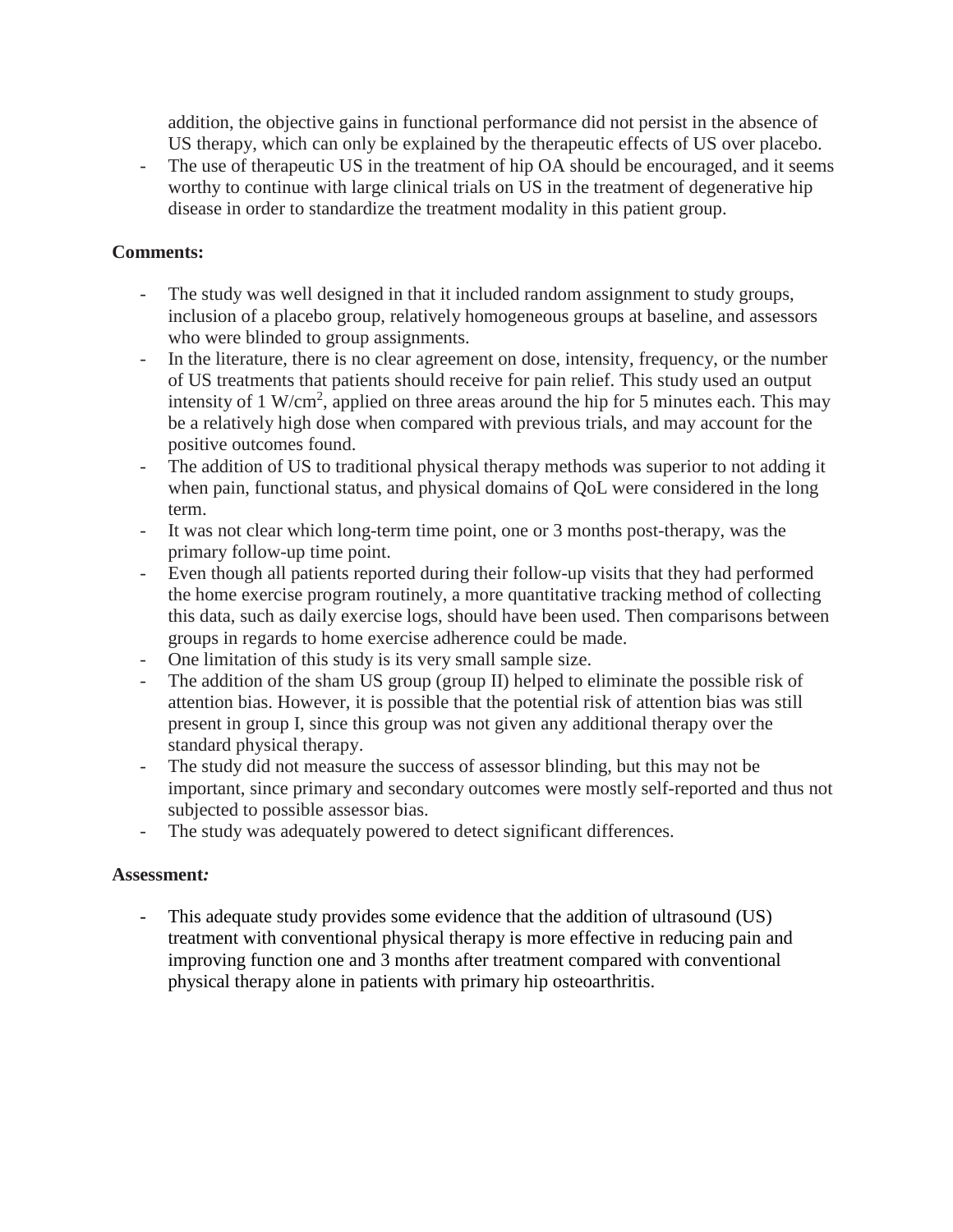addition, the objective gains in functional performance did not persist in the absence of US therapy, which can only be explained by the therapeutic effects of US over placebo.

- The use of therapeutic US in the treatment of hip OA should be encouraged, and it seems worthy to continue with large clinical trials on US in the treatment of degenerative hip disease in order to standardize the treatment modality in this patient group.

**Comments:**

- The study was well designed in that it included random assignment to study groups, inclusion of a placebo group, relatively homogeneous groups at baseline, and assessors who were blinded to group assignments.
- In the literature, there is no clear agreement on dose, intensity, frequency, or the number of US treatments that patients should receive for pain relief. This study used an output intensity of 1 $W/cm^2$, applied on three areas around the hip for 5 minutes each. This may be a relatively high dose when compared with previous trials, and may account for the positive outcomes found.
- The addition of US to traditional physical therapy methods was superior to not adding it when pain, functional status, and physical domains of QoL were considered in the long term.
- It was not clear which long-term time point, one or 3 months post-therapy, was the primary follow-up time point.
- Even though all patients reported during their follow-up visits that they had performed the home exercise program routinely, a more quantitative tracking method of collecting this data, such as daily exercise logs, should have been used. Then comparisons between groups in regards to home exercise adherence could be made.
- One limitation of this study is its very small sample size.
- The addition of the sham US group (group II) helped to eliminate the possible risk of attention bias. However, it is possible that the potential risk of attention bias was still present in group I, since this group was not given any additional therapy over the standard physical therapy.
- The study did not measure the success of assessor blinding, but this may not be important, since primary and secondary outcomes were mostly self-reported and thus not subjected to possible assessor bias.
- The study was adequately powered to detect significant differences.

**Assessment*:***

- This adequate study provides some evidence that the addition of ultrasound (US) treatment with conventional physical therapy is more effective in reducing pain and improving function one and 3 months after treatment compared with conventional physical therapy alone in patients with primary hip osteoarthritis.